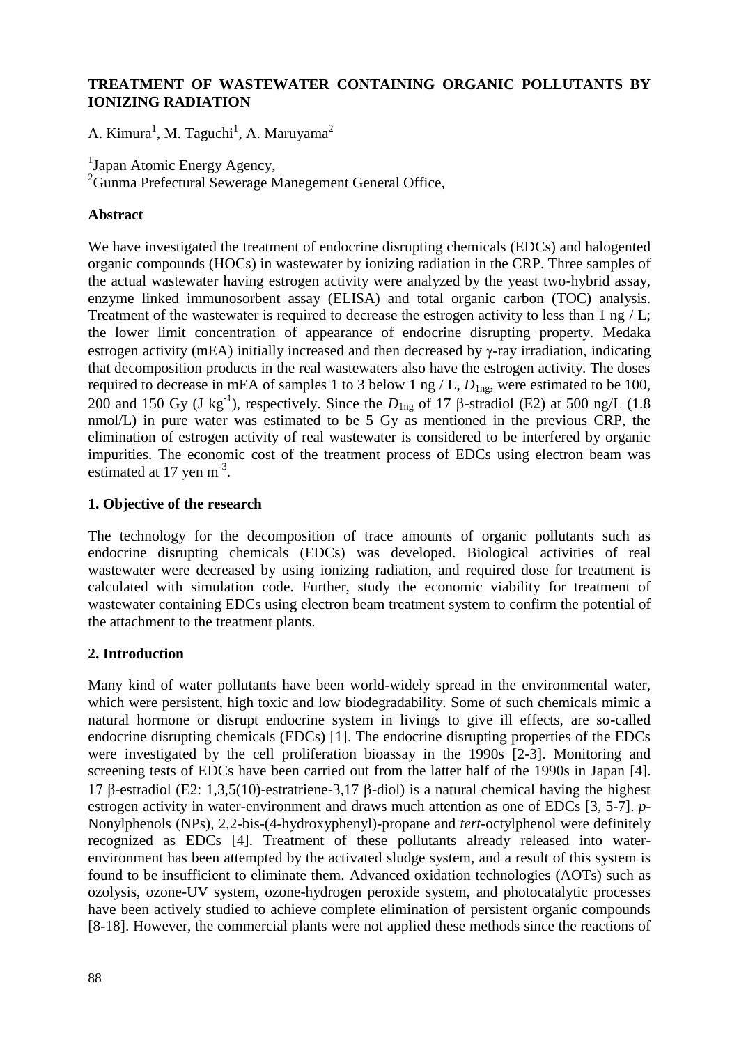# TREATMENT OF WASTEWATER CONTAINING ORGANIC POLLUTANTS BY IONIZING RADIATION

A. Kimura[1], M. Taguchi[1], A. Maruyama[2]

[1]Japan Atomic Energy Agency,
[2]Gunma Prefectural Sewerage Manegement General Office,

## Abstract

We have investigated the treatment of endocrine disrupting chemicals (EDCs) and halogented organic compounds (HOCs) in wastewater by ionizing radiation in the CRP. Three samples of the actual wastewater having estrogen activity were analyzed by the yeast two-hybrid assay, enzyme linked immunosorbent assay (ELISA) and total organic carbon (TOC) analysis. Treatment of the wastewater is required to decrease the estrogen activity to less than 1 ng / L; the lower limit concentration of appearance of endocrine disrupting property. Medaka estrogen activity (mEA) initially increased and then decreased by γ-ray irradiation, indicating that decomposition products in the real wastewaters also have the estrogen activity. The doses required to decrease in mEA of samples 1 to 3 below 1 ng / L, $D_{1ng}$, were estimated to be 100, 200 and 150 Gy (J kg$^{-1}$), respectively. Since the $D_{1ng}$ of 17 β-stradiol (E2) at 500 ng/L (1.8 nmol/L) in pure water was estimated to be 5 Gy as mentioned in the previous CRP, the elimination of estrogen activity of real wastewater is considered to be interfered by organic impurities. The economic cost of the treatment process of EDCs using electron beam was estimated at 17 yen m$^{-3}$.

## 1. Objective of the research

The technology for the decomposition of trace amounts of organic pollutants such as endocrine disrupting chemicals (EDCs) was developed. Biological activities of real wastewater were decreased by using ionizing radiation, and required dose for treatment is calculated with simulation code. Further, study the economic viability for treatment of wastewater containing EDCs using electron beam treatment system to confirm the potential of the attachment to the treatment plants.

## 2. Introduction

Many kind of water pollutants have been world-widely spread in the environmental water, which were persistent, high toxic and low biodegradability. Some of such chemicals mimic a natural hormone or disrupt endocrine system in livings to give ill effects, are so-called endocrine disrupting chemicals (EDCs) [1]. The endocrine disrupting properties of the EDCs were investigated by the cell proliferation bioassay in the 1990s [2-3]. Monitoring and screening tests of EDCs have been carried out from the latter half of the 1990s in Japan [4]. 17 β-estradiol (E2: 1,3,5(10)-estratriene-3,17 β-diol) is a natural chemical having the highest estrogen activity in water-environment and draws much attention as one of EDCs [3, 5-7]. *p*-Nonylphenols (NPs), 2,2-bis-(4-hydroxyphenyl)-propane and *tert*-octylphenol were definitely recognized as EDCs [4]. Treatment of these pollutants already released into water-environment has been attempted by the activated sludge system, and a result of this system is found to be insufficient to eliminate them. Advanced oxidation technologies (AOTs) such as ozolysis, ozone-UV system, ozone-hydrogen peroxide system, and photocatalytic processes have been actively studied to achieve complete elimination of persistent organic compounds [8-18]. However, the commercial plants were not applied these methods since the reactions of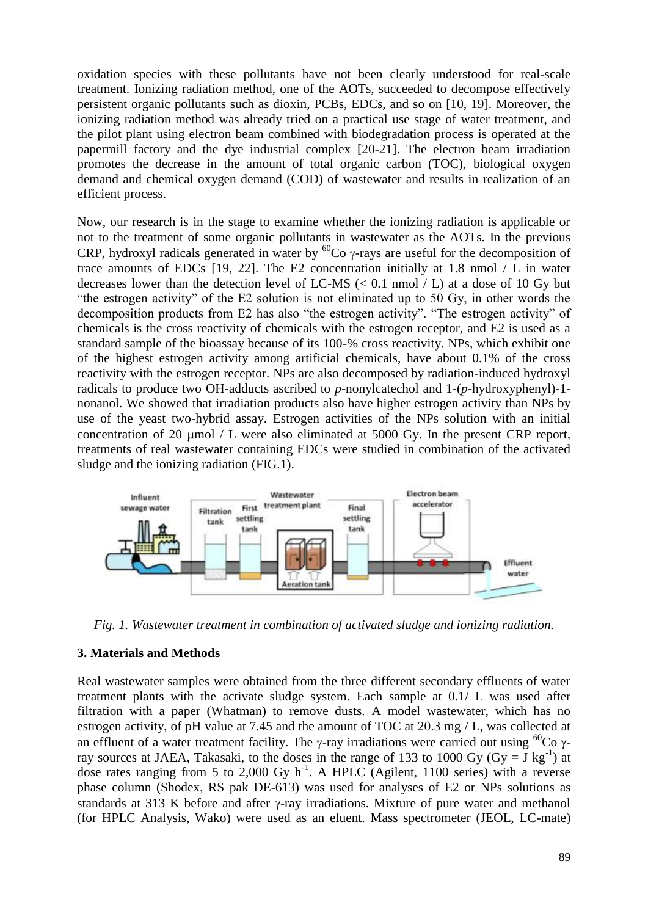oxidation species with these pollutants have not been clearly understood for real-scale treatment. Ionizing radiation method, one of the AOTs, succeeded to decompose effectively persistent organic pollutants such as dioxin, PCBs, EDCs, and so on [10, 19]. Moreover, the ionizing radiation method was already tried on a practical use stage of water treatment, and the pilot plant using electron beam combined with biodegradation process is operated at the papermill factory and the dye industrial complex [20-21]. The electron beam irradiation promotes the decrease in the amount of total organic carbon (TOC), biological oxygen demand and chemical oxygen demand (COD) of wastewater and results in realization of an efficient process.

Now, our research is in the stage to examine whether the ionizing radiation is applicable or not to the treatment of some organic pollutants in wastewater as the AOTs. In the previous CRP, hydroxyl radicals generated in water by $^{60}$Co γ-rays are useful for the decomposition of trace amounts of EDCs [19, 22]. The E2 concentration initially at 1.8 nmol / L in water decreases lower than the detection level of LC-MS (< 0.1 nmol / L) at a dose of 10 Gy but "the estrogen activity" of the E2 solution is not eliminated up to 50 Gy, in other words the decomposition products from E2 has also "the estrogen activity". "The estrogen activity" of chemicals is the cross reactivity of chemicals with the estrogen receptor, and E2 is used as a standard sample of the bioassay because of its 100-% cross reactivity. NPs, which exhibit one of the highest estrogen activity among artificial chemicals, have about 0.1% of the cross reactivity with the estrogen receptor. NPs are also decomposed by radiation-induced hydroxyl radicals to produce two OH-adducts ascribed to *p*-nonylcatechol and 1-(*p*-hydroxyphenyl)-1-nonanol. We showed that irradiation products also have higher estrogen activity than NPs by use of the yeast two-hybrid assay. Estrogen activities of the NPs solution with an initial concentration of 20 μmol / L were also eliminated at 5000 Gy. In the present CRP report, treatments of real wastewater containing EDCs were studied in combination of the activated sludge and the ionizing radiation (FIG.1).

*Fig. 1. Wastewater treatment in combination of activated sludge and ionizing radiation.*

### 3. Materials and Methods

Real wastewater samples were obtained from the three different secondary effluents of water treatment plants with the activate sludge system. Each sample at 0.1/ L was used after filtration with a paper (Whatman) to remove dusts. A model wastewater, which has no estrogen activity, of pH value at 7.45 and the amount of TOC at 20.3 mg / L, was collected at an effluent of a water treatment facility. The γ-ray irradiations were carried out using $^{60}$Co γ-ray sources at JAEA, Takasaki, to the doses in the range of 133 to 1000 Gy (Gy = J kg$^{-1}$) at dose rates ranging from 5 to 2,000 Gy h$^{-1}$. A HPLC (Agilent, 1100 series) with a reverse phase column (Shodex, RS pak DE-613) was used for analyses of E2 or NPs solutions as standards at 313 K before and after γ-ray irradiations. Mixture of pure water and methanol (for HPLC Analysis, Wako) were used as an eluent. Mass spectrometer (JEOL, LC-mate)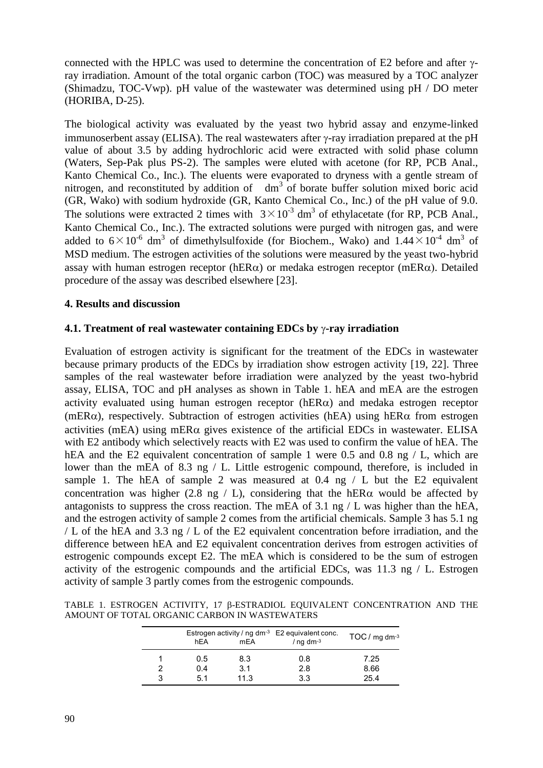connected with the HPLC was used to determine the concentration of E2 before and after γ-ray irradiation. Amount of the total organic carbon (TOC) was measured by a TOC analyzer (Shimadzu, TOC-Vwp). pH value of the wastewater was determined using pH / DO meter (HORIBA, D-25).

The biological activity was evaluated by the yeast two hybrid assay and enzyme-linked immunoserbent assay (ELISA). The real wastewaters after γ-ray irradiation prepared at the pH value of about 3.5 by adding hydrochloric acid were extracted with solid phase column (Waters, Sep-Pak plus PS-2). The samples were eluted with acetone (for RP, PCB Anal., Kanto Chemical Co., Inc.). The eluents were evaporated to dryness with a gentle stream of nitrogen, and reconstituted by addition of $dm^3$ of borate buffer solution mixed boric acid (GR, Wako) with sodium hydroxide (GR, Kanto Chemical Co., Inc.) of the pH value of 9.0. The solutions were extracted 2 times with $3\times10^{-3}$ $dm^3$ of ethylacetate (for RP, PCB Anal., Kanto Chemical Co., Inc.). The extracted solutions were purged with nitrogen gas, and were added to $6\times10^{-6}$ $dm^3$ of dimethylsulfoxide (for Biochem., Wako) and $1.44\times10^{-4}$ $dm^3$ of MSD medium. The estrogen activities of the solutions were measured by the yeast two-hybrid assay with human estrogen receptor (hERα) or medaka estrogen receptor (mERα). Detailed procedure of the assay was described elsewhere [23].

## 4. Results and discussion

### 4.1. Treatment of real wastewater containing EDCs by γ-ray irradiation

Evaluation of estrogen activity is significant for the treatment of the EDCs in wastewater because primary products of the EDCs by irradiation show estrogen activity [19, 22]. Three samples of the real wastewater before irradiation were analyzed by the yeast two-hybrid assay, ELISA, TOC and pH analyses as shown in Table 1. hEA and mEA are the estrogen activity evaluated using human estrogen receptor (hERα) and medaka estrogen receptor (mERα), respectively. Subtraction of estrogen activities (hEA) using hERα from estrogen activities (mEA) using mERα gives existence of the artificial EDCs in wastewater. ELISA with E2 antibody which selectively reacts with E2 was used to confirm the value of hEA. The hEA and the E2 equivalent concentration of sample 1 were 0.5 and 0.8 ng / L, which are lower than the mEA of 8.3 ng / L. Little estrogenic compound, therefore, is included in sample 1. The hEA of sample 2 was measured at 0.4 ng / L but the E2 equivalent concentration was higher (2.8 ng / L), considering that the hERα would be affected by antagonists to suppress the cross reaction. The mEA of 3.1 ng / L was higher than the hEA, and the estrogen activity of sample 2 comes from the artificial chemicals. Sample 3 has 5.1 ng / L of the hEA and 3.3 ng / L of the E2 equivalent concentration before irradiation, and the difference between hEA and E2 equivalent concentration derives from estrogen activities of estrogenic compounds except E2. The mEA which is considered to be the sum of estrogen activity of the estrogenic compounds and the artificial EDCs, was 11.3 ng / L. Estrogen activity of sample 3 partly comes from the estrogenic compounds.

TABLE 1. ESTROGEN ACTIVITY, 17 β-ESTRADIOL EQUIVALENT CONCENTRATION AND THE AMOUNT OF TOTAL ORGANIC CARBON IN WASTEWATERS

| | Estrogen activity / ng $dm^{-3}$ | | E2 equivalent conc. / ng $dm^{-3}$ | TOC / mg $dm^{-3}$ |
|---|---|---|---|---|
| | hEA | mEA | | |
| 1 | 0.5 | 8.3 | 0.8 | 7.25 |
| 2 | 0.4 | 3.1 | 2.8 | 8.66 |
| 3 | 5.1 | 11.3 | 3.3 | 25.4 |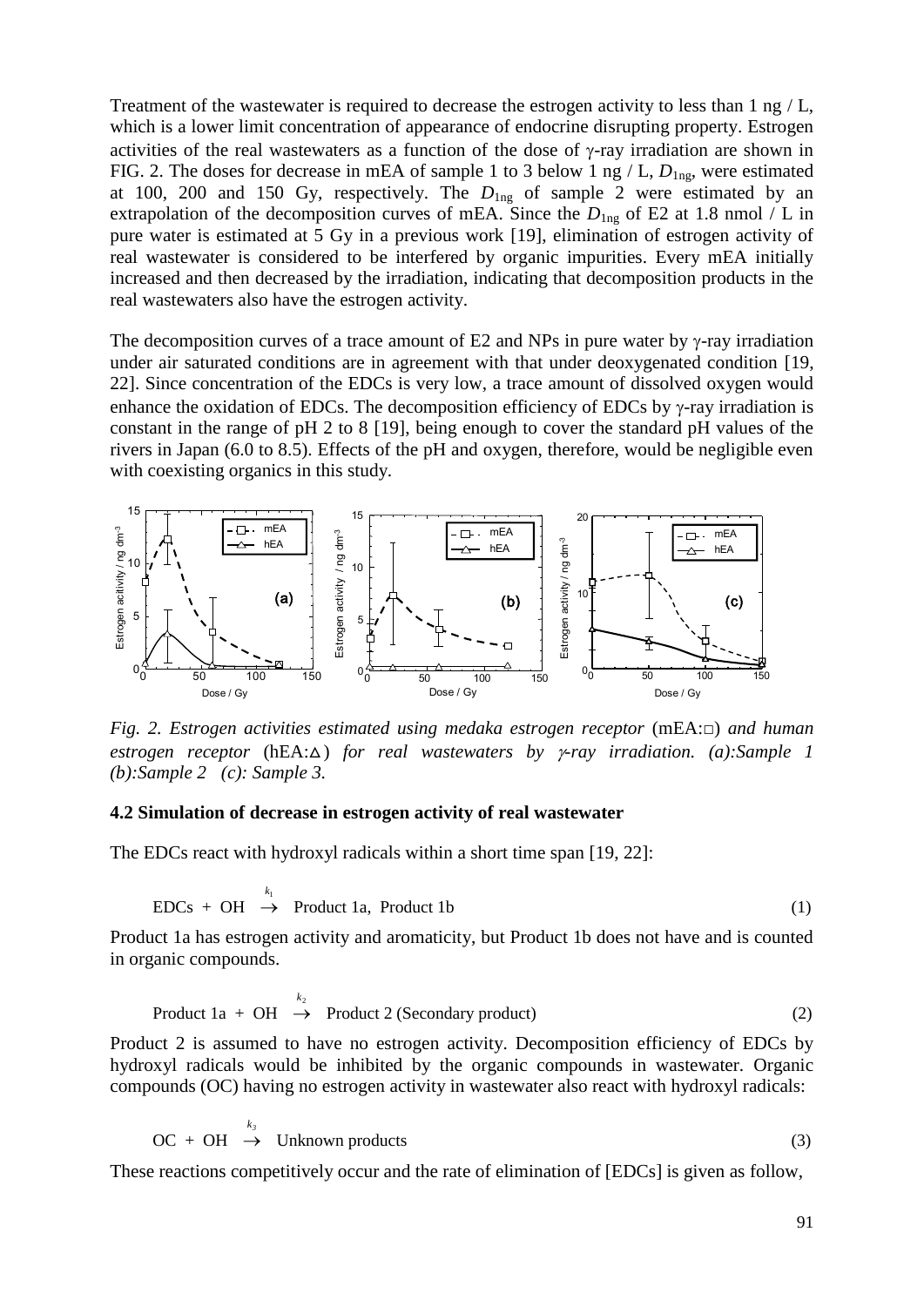Treatment of the wastewater is required to decrease the estrogen activity to less than 1 ng / L, which is a lower limit concentration of appearance of endocrine disrupting property. Estrogen activities of the real wastewaters as a function of the dose of γ-ray irradiation are shown in FIG. 2. The doses for decrease in mEA of sample 1 to 3 below 1 ng / L, $D_{1ng}$, were estimated at 100, 200 and 150 Gy, respectively. The $D_{1ng}$ of sample 2 were estimated by an extrapolation of the decomposition curves of mEA. Since the $D_{1ng}$ of E2 at 1.8 nmol / L in pure water is estimated at 5 Gy in a previous work [19], elimination of estrogen activity of real wastewater is considered to be interfered by organic impurities. Every mEA initially increased and then decreased by the irradiation, indicating that decomposition products in the real wastewaters also have the estrogen activity.

The decomposition curves of a trace amount of E2 and NPs in pure water by γ-ray irradiation under air saturated conditions are in agreement with that under deoxygenated condition [19, 22]. Since concentration of the EDCs is very low, a trace amount of dissolved oxygen would enhance the oxidation of EDCs. The decomposition efficiency of EDCs by γ-ray irradiation is constant in the range of pH 2 to 8 [19], being enough to cover the standard pH values of the rivers in Japan (6.0 to 8.5). Effects of the pH and oxygen, therefore, would be negligible even with coexisting organics in this study.

*Fig. 2. Estrogen activities estimated using medaka estrogen receptor* (mEA:□) *and human estrogen receptor* (hEA:△) *for real wastewaters by γ-ray irradiation. (a):Sample 1 (b):Sample 2 (c): Sample 3.*

### 4.2 Simulation of decrease in estrogen activity of real wastewater

The EDCs react with hydroxyl radicals within a short time span [19, 22]:

$$\text{EDCs} + \text{OH} \xrightarrow{k_1} \text{Product 1a, Product 1b} \tag{1}$$

Product 1a has estrogen activity and aromaticity, but Product 1b does not have and is counted in organic compounds.

$$\text{Product 1a} + \text{OH} \xrightarrow{k_2} \text{Product 2 (Secondary product)} \tag{2}$$

Product 2 is assumed to have no estrogen activity. Decomposition efficiency of EDCs by hydroxyl radicals would be inhibited by the organic compounds in wastewater. Organic compounds (OC) having no estrogen activity in wastewater also react with hydroxyl radicals:

$$\text{OC} + \text{OH} \xrightarrow{k_3} \text{Unknown products} \tag{3}$$

These reactions competitively occur and the rate of elimination of [EDCs] is given as follow,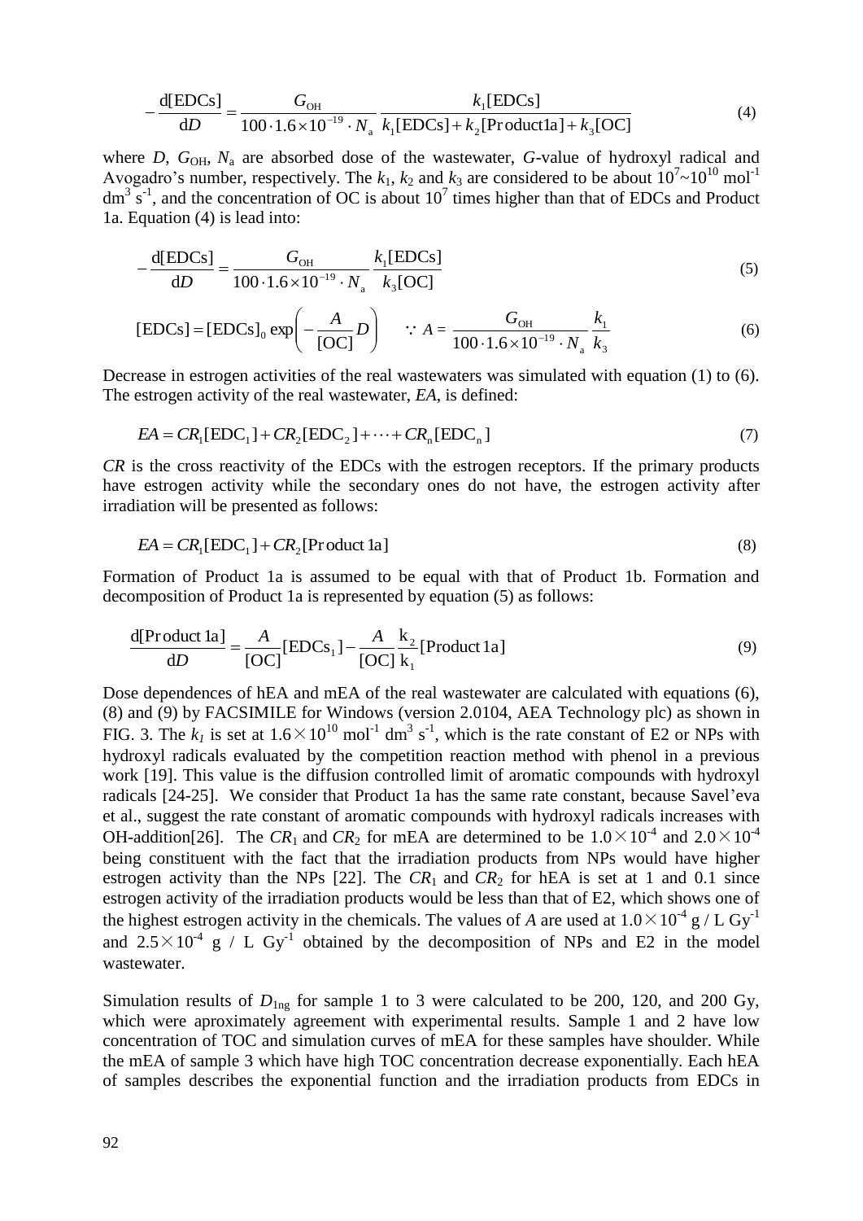$$-\frac{\mathrm{d[EDCs]}}{\mathrm{d}D}=\frac{G_{\mathrm{OH}}}{100\cdot 1.6\times 10^{-19}\cdot N_{\mathrm{a}}}\frac{k_1[\mathrm{EDCs}]}{k_1[\mathrm{EDCs}]+k_2[\mathrm{Product1a}]+k_3[\mathrm{OC}]} \tag{4}$$

where $D$, $G_{\mathrm{OH}}$, $N_{\mathrm{a}}$ are absorbed dose of the wastewater, $G$-value of hydroxyl radical and Avogadro's number, respectively. The $k_1$, $k_2$ and $k_3$ are considered to be about $10^7$~$10^{10}$ mol$^{-1}$ dm$^3$ s$^{-1}$, and the concentration of OC is about $10^7$ times higher than that of EDCs and Product 1a. Equation (4) is lead into:

$$-\frac{\mathrm{d[EDCs]}}{\mathrm{d}D}=\frac{G_{\mathrm{OH}}}{100\cdot 1.6\times 10^{-19}\cdot N_{\mathrm{a}}}\frac{k_1[\mathrm{EDCs}]}{k_3[\mathrm{OC}]} \tag{5}$$

$$[\mathrm{EDCs}]=[\mathrm{EDCs}]_0\exp\left(-\frac{A}{[\mathrm{OC}]}D\right)\qquad \because A=\frac{G_{\mathrm{OH}}}{100\cdot 1.6\times 10^{-19}\cdot N_{\mathrm{a}}}\frac{k_1}{k_3} \tag{6}$$

Decrease in estrogen activities of the real wastewaters was simulated with equation (1) to (6). The estrogen activity of the real wastewater, $EA$, is defined:

$$EA=CR_1[\mathrm{EDC_1}]+CR_2[\mathrm{EDC_2}]+\cdots+CR_n[\mathrm{EDC_n}] \tag{7}$$

$CR$ is the cross reactivity of the EDCs with the estrogen receptors. If the primary products have estrogen activity while the secondary ones do not have, the estrogen activity after irradiation will be presented as follows:

$$EA=CR_1[\mathrm{EDC_1}]+CR_2[\mathrm{Product\,1a}] \tag{8}$$

Formation of Product 1a is assumed to be equal with that of Product 1b. Formation and decomposition of Product 1a is represented by equation (5) as follows:

$$\frac{\mathrm{d[Product\,1a]}}{\mathrm{d}D}=\frac{A}{[\mathrm{OC}]}[\mathrm{EDCs_1}]-\frac{A}{[\mathrm{OC}]}\frac{\mathrm{k_2}}{\mathrm{k_1}}[\mathrm{Product\,1a}] \tag{9}$$

Dose dependences of hEA and mEA of the real wastewater are calculated with equations (6), (8) and (9) by FACSIMILE for Windows (version 2.0104, AEA Technology plc) as shown in FIG. 3. The $k_1$ is set at $1.6\times10^{10}$ mol$^{-1}$ dm$^3$ s$^{-1}$, which is the rate constant of E2 or NPs with hydroxyl radicals evaluated by the competition reaction method with phenol in a previous work [19]. This value is the diffusion controlled limit of aromatic compounds with hydroxyl radicals [24-25]. We consider that Product 1a has the same rate constant, because Savel'eva et al., suggest the rate constant of aromatic compounds with hydroxyl radicals increases with OH-addition[26]. The $CR_1$ and $CR_2$ for mEA are determined to be $1.0\times10^{-4}$ and $2.0\times10^{-4}$ being constituent with the fact that the irradiation products from NPs would have higher estrogen activity than the NPs [22]. The $CR_1$ and $CR_2$ for hEA is set at 1 and 0.1 since estrogen activity of the irradiation products would be less than that of E2, which shows one of the highest estrogen activity in the chemicals. The values of $A$ are used at $1.0\times10^{-4}$ g / L Gy$^{-1}$ and $2.5\times10^{-4}$ g / L Gy$^{-1}$ obtained by the decomposition of NPs and E2 in the model wastewater.

Simulation results of $D_{1\mathrm{ng}}$ for sample 1 to 3 were calculated to be 200, 120, and 200 Gy, which were aproximately agreement with experimental results. Sample 1 and 2 have low concentration of TOC and simulation curves of mEA for these samples have shoulder. While the mEA of sample 3 which have high TOC concentration decrease exponentially. Each hEA of samples describes the exponential function and the irradiation products from EDCs in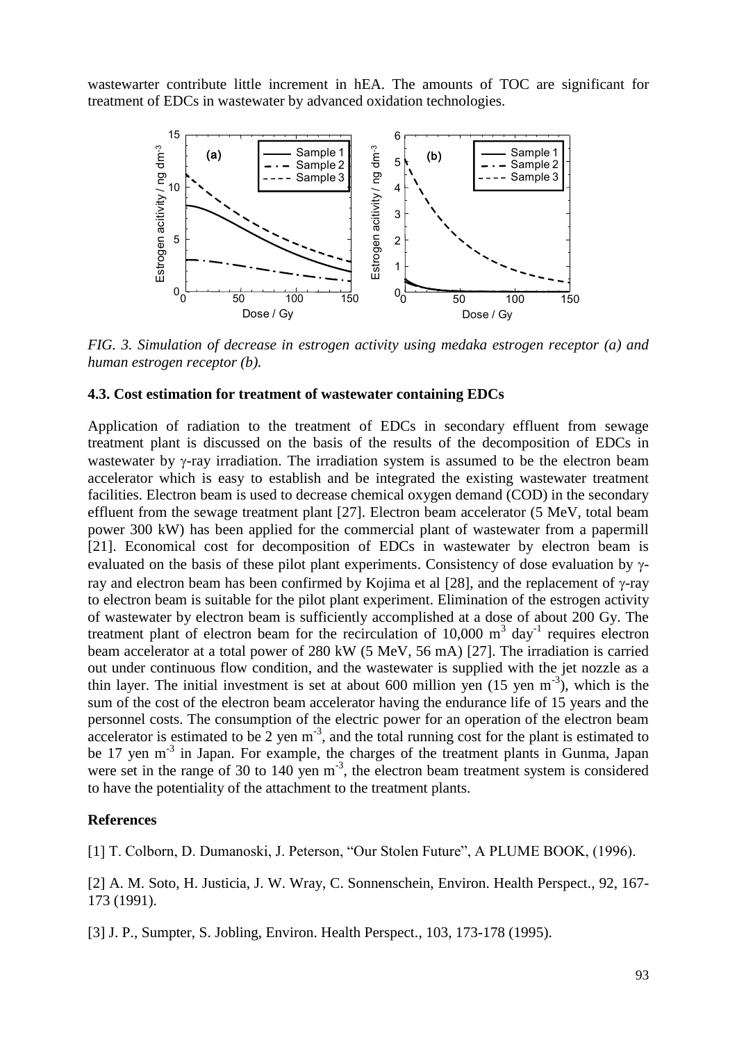wastewarter contribute little increment in hEA. The amounts of TOC are significant for treatment of EDCs in wastewater by advanced oxidation technologies.

*FIG. 3. Simulation of decrease in estrogen activity using medaka estrogen receptor (a) and human estrogen receptor (b).*

### 4.3. Cost estimation for treatment of wastewater containing EDCs

Application of radiation to the treatment of EDCs in secondary effluent from sewage treatment plant is discussed on the basis of the results of the decomposition of EDCs in wastewater by γ-ray irradiation. The irradiation system is assumed to be the electron beam accelerator which is easy to establish and be integrated the existing wastewater treatment facilities. Electron beam is used to decrease chemical oxygen demand (COD) in the secondary effluent from the sewage treatment plant [27]. Electron beam accelerator (5 MeV, total beam power 300 kW) has been applied for the commercial plant of wastewater from a papermill [21]. Economical cost for decomposition of EDCs in wastewater by electron beam is evaluated on the basis of these pilot plant experiments. Consistency of dose evaluation by γ-ray and electron beam has been confirmed by Kojima et al [28], and the replacement of γ-ray to electron beam is suitable for the pilot plant experiment. Elimination of the estrogen activity of wastewater by electron beam is sufficiently accomplished at a dose of about 200 Gy. The treatment plant of electron beam for the recirculation of 10,000 $m^3$ $day^{-1}$ requires electron beam accelerator at a total power of 280 kW (5 MeV, 56 mA) [27]. The irradiation is carried out under continuous flow condition, and the wastewater is supplied with the jet nozzle as a thin layer. The initial investment is set at about 600 million yen (15 yen $m^{-3}$), which is the sum of the cost of the electron beam accelerator having the endurance life of 15 years and the personnel costs. The consumption of the electric power for an operation of the electron beam accelerator is estimated to be 2 yen $m^{-3}$, and the total running cost for the plant is estimated to be 17 yen $m^{-3}$ in Japan. For example, the charges of the treatment plants in Gunma, Japan were set in the range of 30 to 140 yen $m^{-3}$, the electron beam treatment system is considered to have the potentiality of the attachment to the treatment plants.

### References

[1] T. Colborn, D. Dumanoski, J. Peterson, "Our Stolen Future", A PLUME BOOK, (1996).

[2] A. M. Soto, H. Justicia, J. W. Wray, C. Sonnenschein, Environ. Health Perspect., 92, 167-173 (1991).

[3] J. P., Sumpter, S. Jobling, Environ. Health Perspect., 103, 173-178 (1995).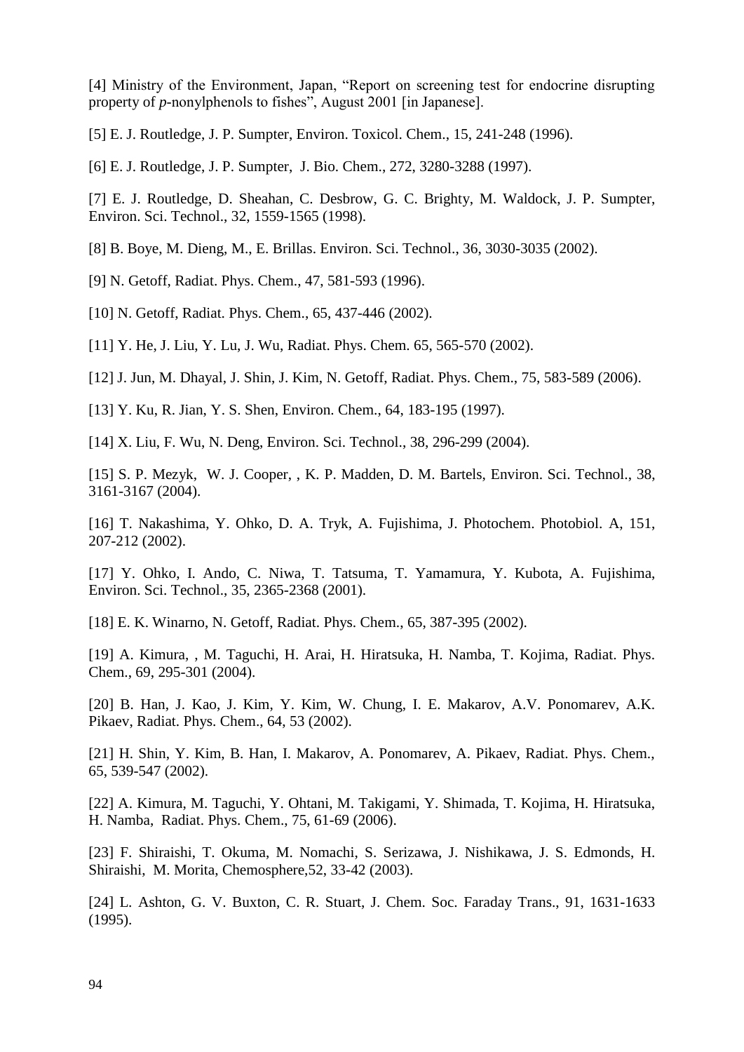[4] Ministry of the Environment, Japan, “Report on screening test for endocrine disrupting property of *p*-nonylphenols to fishes”, August 2001 [in Japanese].

[5] E. J. Routledge, J. P. Sumpter, Environ. Toxicol. Chem., 15, 241-248 (1996).

[6] E. J. Routledge, J. P. Sumpter, J. Bio. Chem., 272, 3280-3288 (1997).

[7] E. J. Routledge, D. Sheahan, C. Desbrow, G. C. Brighty, M. Waldock, J. P. Sumpter, Environ. Sci. Technol., 32, 1559-1565 (1998).

[8] B. Boye, M. Dieng, M., E. Brillas. Environ. Sci. Technol., 36, 3030-3035 (2002).

[9] N. Getoff, Radiat. Phys. Chem., 47, 581-593 (1996).

[10] N. Getoff, Radiat. Phys. Chem., 65, 437-446 (2002).

[11] Y. He, J. Liu, Y. Lu, J. Wu, Radiat. Phys. Chem. 65, 565-570 (2002).

[12] J. Jun, M. Dhayal, J. Shin, J. Kim, N. Getoff, Radiat. Phys. Chem., 75, 583-589 (2006).

[13] Y. Ku, R. Jian, Y. S. Shen, Environ. Chem., 64, 183-195 (1997).

[14] X. Liu, F. Wu, N. Deng, Environ. Sci. Technol., 38, 296-299 (2004).

[15] S. P. Mezyk, W. J. Cooper, , K. P. Madden, D. M. Bartels, Environ. Sci. Technol., 38, 3161-3167 (2004).

[16] T. Nakashima, Y. Ohko, D. A. Tryk, A. Fujishima, J. Photochem. Photobiol. A, 151, 207-212 (2002).

[17] Y. Ohko, I. Ando, C. Niwa, T. Tatsuma, T. Yamamura, Y. Kubota, A. Fujishima, Environ. Sci. Technol., 35, 2365-2368 (2001).

[18] E. K. Winarno, N. Getoff, Radiat. Phys. Chem., 65, 387-395 (2002).

[19] A. Kimura, , M. Taguchi, H. Arai, H. Hiratsuka, H. Namba, T. Kojima, Radiat. Phys. Chem., 69, 295-301 (2004).

[20] B. Han, J. Kao, J. Kim, Y. Kim, W. Chung, I. E. Makarov, A.V. Ponomarev, A.K. Pikaev, Radiat. Phys. Chem., 64, 53 (2002).

[21] H. Shin, Y. Kim, B. Han, I. Makarov, A. Ponomarev, A. Pikaev, Radiat. Phys. Chem., 65, 539-547 (2002).

[22] A. Kimura, M. Taguchi, Y. Ohtani, M. Takigami, Y. Shimada, T. Kojima, H. Hiratsuka, H. Namba, Radiat. Phys. Chem., 75, 61-69 (2006).

[23] F. Shiraishi, T. Okuma, M. Nomachi, S. Serizawa, J. Nishikawa, J. S. Edmonds, H. Shiraishi, M. Morita, Chemosphere,52, 33-42 (2003).

[24] L. Ashton, G. V. Buxton, C. R. Stuart, J. Chem. Soc. Faraday Trans., 91, 1631-1633 (1995).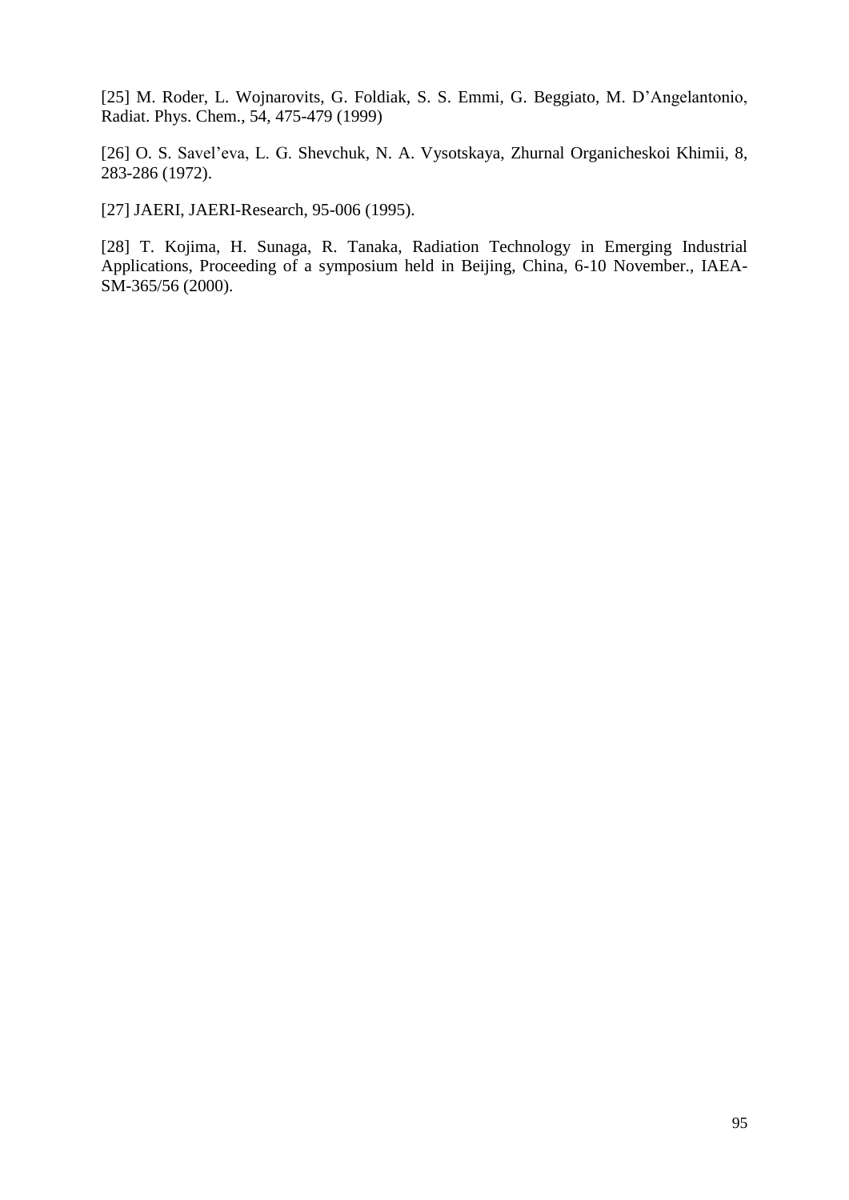[25] M. Roder, L. Wojnarovits, G. Foldiak, S. S. Emmi, G. Beggiato, M. D’Angelantonio, Radiat. Phys. Chem., 54, 475-479 (1999)

[26] O. S. Savel’eva, L. G. Shevchuk, N. A. Vysotskaya, Zhurnal Organicheskoi Khimii, 8, 283-286 (1972).

[27] JAERI, JAERI-Research, 95-006 (1995).

[28] T. Kojima, H. Sunaga, R. Tanaka, Radiation Technology in Emerging Industrial Applications, Proceeding of a symposium held in Beijing, China, 6-10 November., IAEA-SM-365/56 (2000).